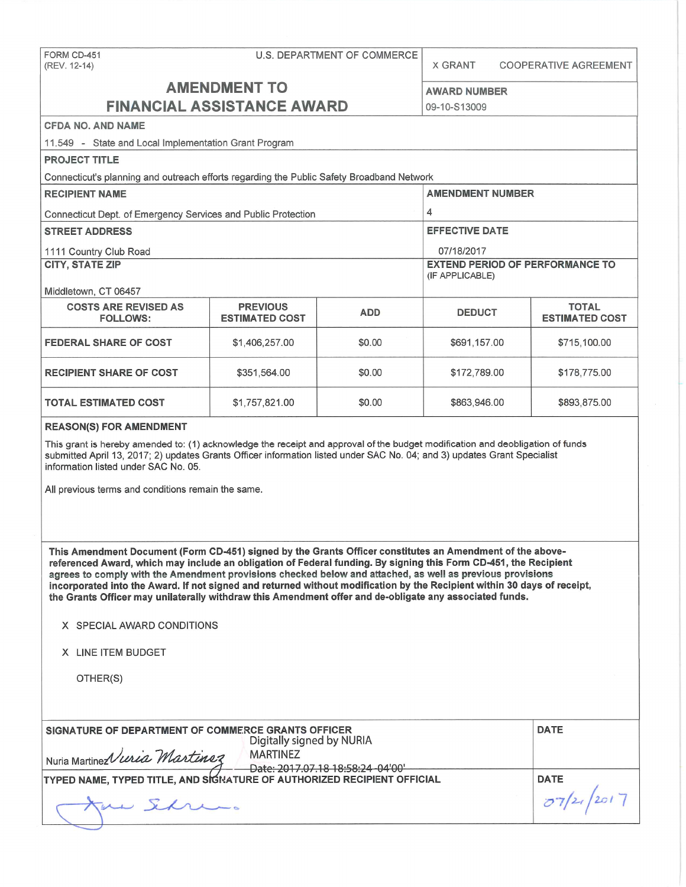FORM CD-451
(REV. 12-14)

U.S. DEPARTMENT OF COMMERCE

# AMENDMENT TO FINANCIAL ASSISTANCE AWARD

X GRANT    COOPERATIVE AGREEMENT

**AWARD NUMBER**
09-10-S13009

**CFDA NO. AND NAME**
11.549 - State and Local Implementation Grant Program

**PROJECT TITLE**
Connecticut's planning and outreach efforts regarding the Public Safety Broadband Network

**RECIPIENT NAME**
Connecticut Dept. of Emergency Services and Public Protection

**AMENDMENT NUMBER**
4

**STREET ADDRESS**
1111 Country Club Road

**EFFECTIVE DATE**
07/18/2017

**CITY, STATE ZIP**
Middletown, CT 06457

**EXTEND PERIOD OF PERFORMANCE TO** (IF APPLICABLE)

| COSTS ARE REVISED AS FOLLOWS: | PREVIOUS ESTIMATED COST | ADD | DEDUCT | TOTAL ESTIMATED COST |
|---|---|---|---|---|
| FEDERAL SHARE OF COST | $1,406,257.00 | $0.00 | $691,157.00 | $715,100.00 |
| RECIPIENT SHARE OF COST | $351,564.00 | $0.00 | $172,789.00 | $178,775.00 |
| TOTAL ESTIMATED COST | $1,757,821.00 | $0.00 | $863,946.00 | $893,875.00 |

**REASON(S) FOR AMENDMENT**

This grant is hereby amended to: (1) acknowledge the receipt and approval of the budget modification and deobligation of funds submitted April 13, 2017; 2) updates Grants Officer information listed under SAC No. 04; and 3) updates Grant Specialist information listed under SAC No. 05.

All previous terms and conditions remain the same.

**This Amendment Document (Form CD-451) signed by the Grants Officer constitutes an Amendment of the above-referenced Award, which may include an obligation of Federal funding. By signing this Form CD-451, the Recipient agrees to comply with the Amendment provisions checked below and attached, as well as previous provisions incorporated into the Award. If not signed and returned without modification by the Recipient within 30 days of receipt, the Grants Officer may unilaterally withdraw this Amendment offer and de-obligate any associated funds.**

X SPECIAL AWARD CONDITIONS

X LINE ITEM BUDGET

OTHER(S)

**SIGNATURE OF DEPARTMENT OF COMMERCE GRANTS OFFICER**
Nuria Martinez *Nuria Martinez*
Digitally signed by NURIA MARTINEZ
Date: 2017.07.18 18:58:24 -04'00'

**DATE**

**TYPED NAME, TYPED TITLE, AND SIGNATURE OF AUTHORIZED RECIPIENT OFFICIAL**
[signature]

**DATE**
07/21/2017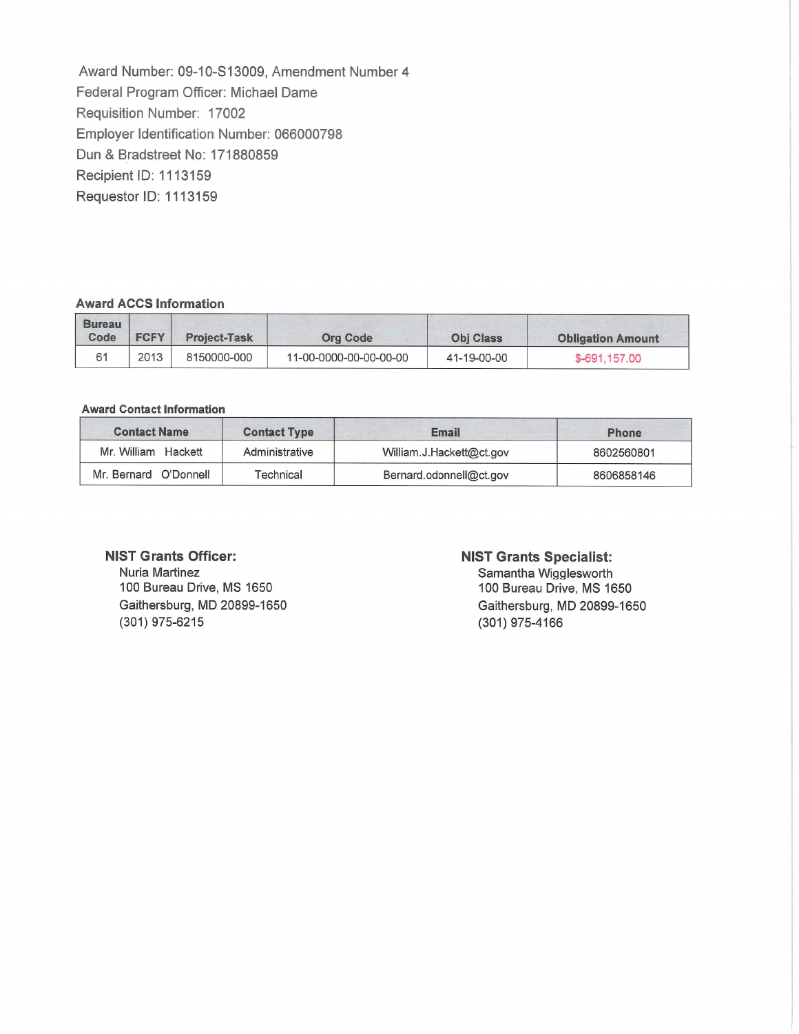Award Number: 09-10-S13009, Amendment Number 4
Federal Program Officer: Michael Dame
Requisition Number: 17002
Employer Identification Number: 066000798
Dun & Bradstreet No: 171880859
Recipient ID: 1113159
Requestor ID: 1113159

**Award ACCS Information**

| Bureau Code | FCFY | Project-Task | Org Code | Obj Class | Obligation Amount |
|---|---|---|---|---|---|
| 61 | 2013 | 8150000-000 | 11-00-0000-00-00-00-00 | 41-19-00-00 | $-691,157.00 |

**Award Contact Information**

| Contact Name | Contact Type | Email | Phone |
|---|---|---|---|
| Mr. William Hackett | Administrative | William.J.Hackett@ct.gov | 8602560801 |
| Mr. Bernard O'Donnell | Technical | Bernard.odonnell@ct.gov | 8606858146 |

**NIST Grants Officer:**
Nuria Martinez
100 Bureau Drive, MS 1650
Gaithersburg, MD 20899-1650
(301) 975-6215

**NIST Grants Specialist:**
Samantha Wigglesworth
100 Bureau Drive, MS 1650
Gaithersburg, MD 20899-1650
(301) 975-4166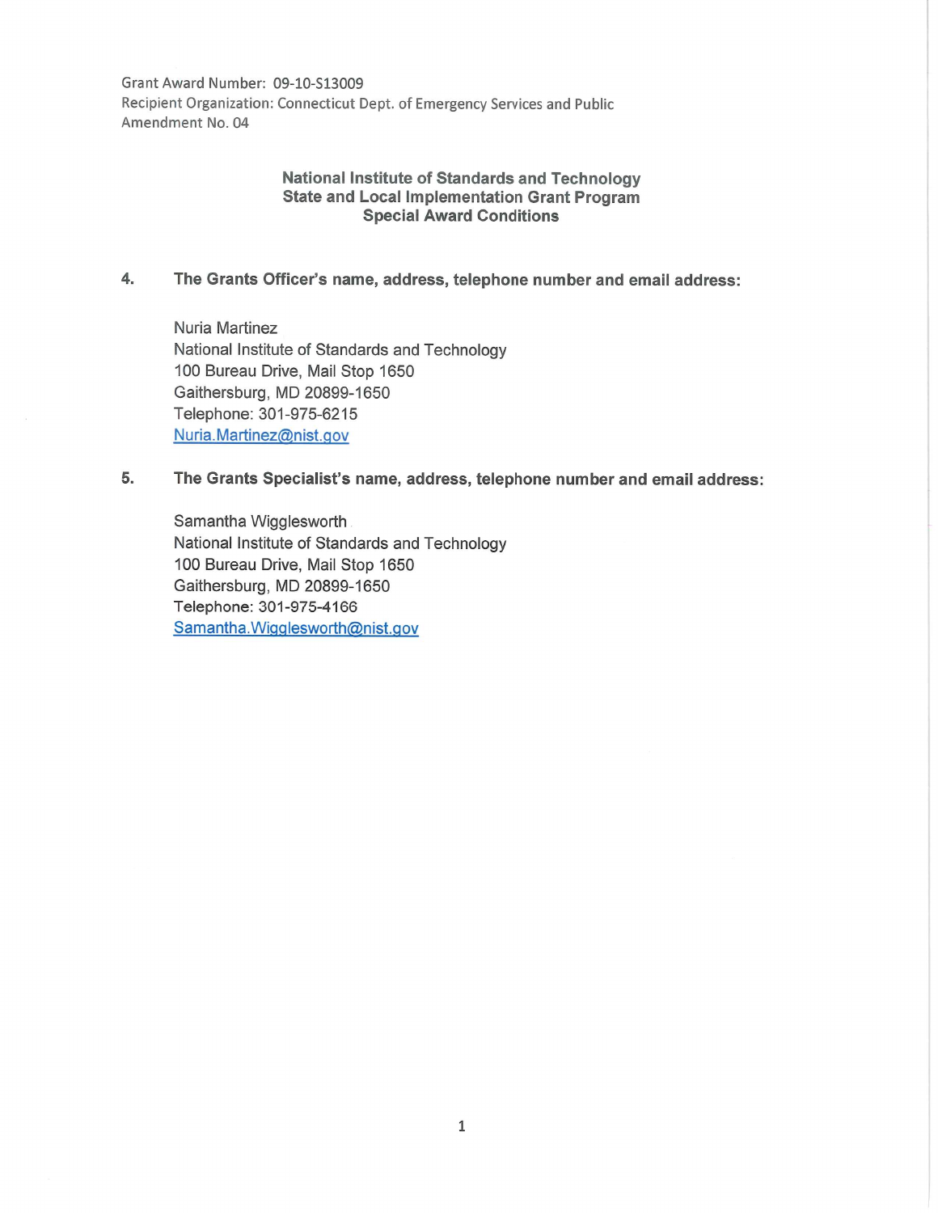Grant Award Number: 09-10-S13009
Recipient Organization: Connecticut Dept. of Emergency Services and Public
Amendment No. 04

**National Institute of Standards and Technology**
**State and Local Implementation Grant Program**
**Special Award Conditions**

**4. The Grants Officer's name, address, telephone number and email address:**

Nuria Martinez
National Institute of Standards and Technology
100 Bureau Drive, Mail Stop 1650
Gaithersburg, MD 20899-1650
Telephone: 301-975-6215
Nuria.Martinez@nist.gov

**5. The Grants Specialist's name, address, telephone number and email address:**

Samantha Wigglesworth
National Institute of Standards and Technology
100 Bureau Drive, Mail Stop 1650
Gaithersburg, MD 20899-1650
Telephone: 301-975-4166
Samantha.Wigglesworth@nist.gov